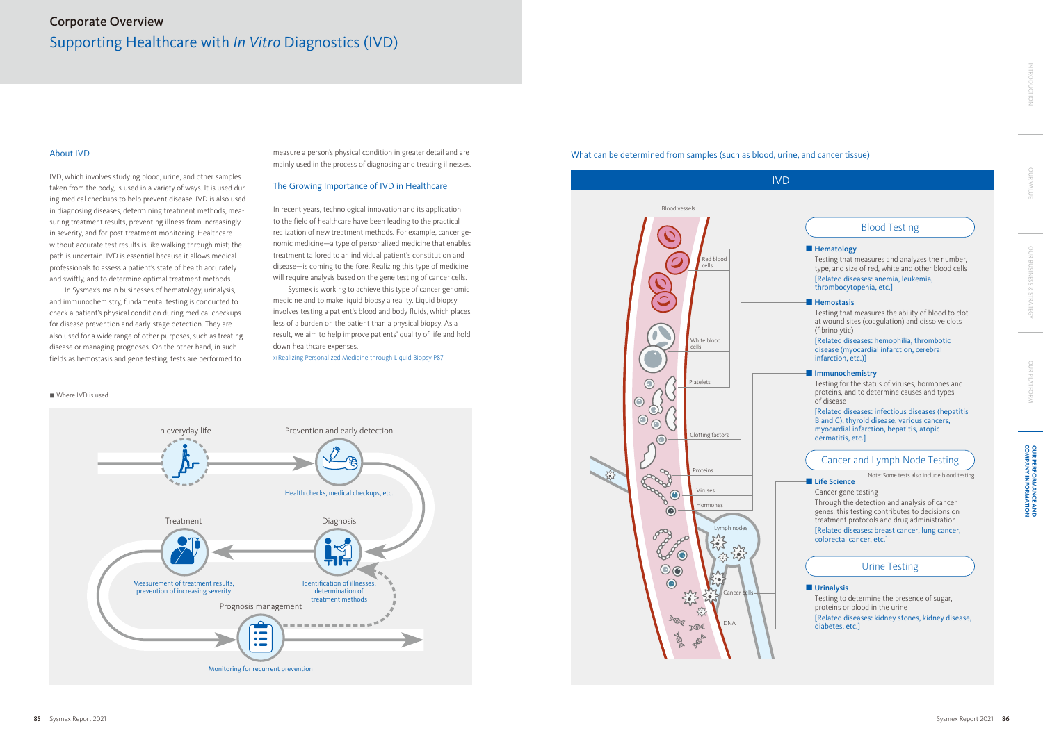## Corporate Overview

# Supporting Healthcare with *In Vitro* Diagnostics (IVD)

### About IVD

IVD, which involves studying blood, urine, and other samples taken from the body, is used in a variety of ways. It is used during medical checkups to help prevent disease. IVD is also used in diagnosing diseases, determining treatment methods, measuring treatment results, preventing illness from increasingly in severity, and for post-treatment monitoring. Healthcare without accurate test results is like walking through mist; the path is uncertain. IVD is essential because it allows medical professionals to assess a patient's state of health accurately and swiftly, and to determine optimal treatment methods.

In Sysmex's main businesses of hematology, urinalysis, and immunochemistry, fundamental testing is conducted to check a patient's physical condition during medical checkups for disease prevention and early-stage detection. They are also used for a wide range of other purposes, such as treating disease or managing prognoses. On the other hand, in such fields as hemostasis and gene testing, tests are performed to measure a person's physical condition in greater detail and are mainly used in the process of diagnosing and treating illnesses.

### The Growing Importance of IVD in Healthcare

In recent years, technological innovation and its application to the field of healthcare have been leading to the practical realization of new treatment methods. For example, cancer genomic medicine—a type of personalized medicine that enables treatment tailored to an individual patient's constitution and disease—is coming to the fore. Realizing this type of medicine will require analysis based on the gene testing of cancer cells.

Sysmex is working to achieve this type of cancer genomic medicine and to make liquid biopsy a reality. Liquid biopsy involves testing a patient's blood and body fluids, which places less of a burden on the patient than a physical biopsy. As a result, we aim to help improve patients' quality of life and hold down healthcare expenses.

>>Realizing Personalized Medicine through Liquid Biopsy P87

■ Where IVD is used

- In everyday life
- Prevention and early detection — Health checks, medical checkups, etc.
- Diagnosis — Identification of illnesses, determination of treatment methods
- Treatment — Measurement of treatment results, prevention of increasing severity
- Prognosis management — Monitoring for recurrent prevention

### What can be determined from samples (such as blood, urine, and cancer tissue)

**IVD**

Blood vessels: Red blood cells, White blood cells, Platelets, Clotting factors, Proteins, Viruses, Hormones, Lymph nodes, Cancer cells, DNA

#### Blood Testing

**■ Hematology**
Testing that measures and analyzes the number, type, and size of red, white and other blood cells
[Related diseases: anemia, leukemia, thrombocytopenia, etc.]

**■ Hemostasis**
Testing that measures the ability of blood to clot at wound sites (coagulation) and dissolve clots (fibrinolytic)
[Related diseases: hemophilia, thrombotic disease (myocardial infarction, cerebral infarction, etc.)]

**■ Immunochemistry**
Testing for the status of viruses, hormones and proteins, and to determine causes and types of disease
[Related diseases: infectious diseases (hepatitis B and C), thyroid disease, various cancers, myocardial infarction, hepatitis, atopic dermatitis, etc.]

#### Cancer and Lymph Node Testing

Note: Some tests also include blood testing

**■ Life Science**
Cancer gene testing
Through the detection and analysis of cancer genes, this testing contributes to decisions on treatment protocols and drug administration.
[Related diseases: breast cancer, lung cancer, colorectal cancer, etc.]

#### Urine Testing

**■ Urinalysis**
Testing to determine the presence of sugar, proteins or blood in the urine
[Related diseases: kidney stones, kidney disease, diabetes, etc.]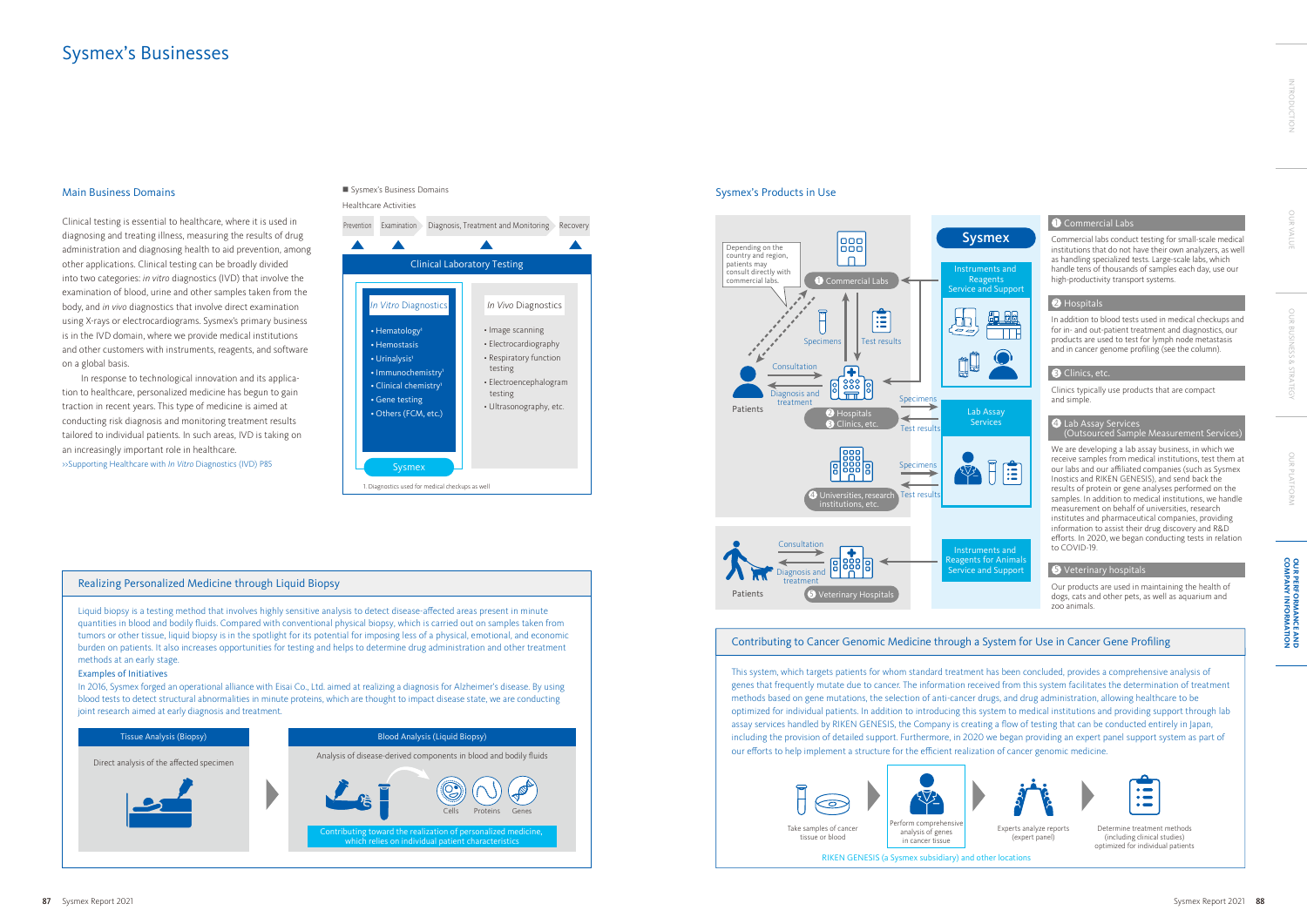# Sysmex's Businesses

## Main Business Domains

Clinical testing is essential to healthcare, where it is used in diagnosing and treating illness, measuring the results of drug administration and diagnosing health to aid prevention, among other applications. Clinical testing can be broadly divided into two categories: *in vitro* diagnostics (IVD) that involve the examination of blood, urine and other samples taken from the body, and *in vivo* diagnostics that involve direct examination using X-rays or electrocardiograms. Sysmex's primary business is in the IVD domain, where we provide medical institutions and other customers with instruments, reagents, and software on a global basis.

In response to technological innovation and its application to healthcare, personalized medicine has begun to gain traction in recent years. This type of medicine is aimed at conducting risk diagnosis and monitoring treatment results tailored to individual patients. In such areas, IVD is taking on an increasingly important role in healthcare.

>>Supporting Healthcare with *In Vitro* Diagnostics (IVD) P85

■ Sysmex's Business Domains

Healthcare Activities

Prevention → Examination → Diagnosis, Treatment and Monitoring → Recovery

**Clinical Laboratory Testing**

| *In Vitro* Diagnostics | *In Vivo* Diagnostics |
|---|---|
| • Hematology[1] | • Image scanning |
| • Hemostasis | • Electrocardiography |
| • Urinalysis[1] | • Respiratory function testing |
| • Immunochemistry[1] | • Electroencephalogram testing |
| • Clinical chemistry[1] | • Ultrasonography, etc. |
| • Gene testing | |
| • Others (FCM, etc.) | |
| Sysmex | |

1. Diagnostics used for medical checkups as well

## Sysmex's Products in Use

Depending on the country and region, patients may consult directly with commercial labs.

Patients — Consultation / Diagnosis and treatment — ❷ Hospitals ❸ Clinics, etc. — Specimens / Test results — ❶ Commercial Labs; ❹ Universities, research institutions, etc.

Patients — Consultation / Diagnosis and treatment — ❺ Veterinary Hospitals

**Sysmex**
- Instruments and Reagents Service and Support
- Lab Assay Services
- Instruments and Reagents for Animals Service and Support

**❶ Commercial Labs**

Commercial labs conduct testing for small-scale medical institutions that do not have their own analyzers, as well as handling specialized tests. Large-scale labs, which handle tens of thousands of samples each day, use our high-productivity transport systems.

**❷ Hospitals**

In addition to blood tests used in medical checkups and for in- and out-patient treatment and diagnostics, our products are used to test for lymph node metastasis and in cancer genome profiling (see the column).

**❸ Clinics, etc.**

Clinics typically use products that are compact and simple.

**❹ Lab Assay Services (Outsourced Sample Measurement Services)**

We are developing a lab assay business, in which we receive samples from medical institutions, test them at our labs and our affiliated companies (such as Sysmex Inostics and RIKEN GENESIS), and send back the results of protein or gene analyses performed on the samples. In addition to medical institutions, we handle measurement on behalf of universities, research institutes and pharmaceutical companies, providing information to assist their drug discovery and R&D efforts. In 2020, we began conducting tests in relation to COVID-19.

**❺ Veterinary hospitals**

Our products are used in maintaining the health of dogs, cats and other pets, as well as aquarium and zoo animals.

## Realizing Personalized Medicine through Liquid Biopsy

Liquid biopsy is a testing method that involves highly sensitive analysis to detect disease-affected areas present in minute quantities in blood and bodily fluids. Compared with conventional physical biopsy, which is carried out on samples taken from tumors or other tissue, liquid biopsy is in the spotlight for its potential for imposing less of a physical, emotional, and economic burden on patients. It also increases opportunities for testing and helps to determine drug administration and other treatment methods at an early stage.

**Examples of Initiatives**

In 2016, Sysmex forged an operational alliance with Eisai Co., Ltd. aimed at realizing a diagnosis for Alzheimer's disease. By using blood tests to detect structural abnormalities in minute proteins, which are thought to impact disease state, we are conducting joint research aimed at early diagnosis and treatment.

**Tissue Analysis (Biopsy)**

Direct analysis of the affected specimen

**Blood Analysis (Liquid Biopsy)**

Analysis of disease-derived components in blood and bodily fluids

Cells / Proteins / Genes

Contributing toward the realization of personalized medicine, which relies on individual patient characteristics

## Contributing to Cancer Genomic Medicine through a System for Use in Cancer Gene Profiling

This system, which targets patients for whom standard treatment has been concluded, provides a comprehensive analysis of genes that frequently mutate due to cancer. The information received from this system facilitates the determination of treatment methods based on gene mutations, the selection of anti-cancer drugs, and drug administration, allowing healthcare to be optimized for individual patients. In addition to introducing this system to medical institutions and providing support through lab assay services handled by RIKEN GENESIS, the Company is creating a flow of testing that can be conducted entirely in Japan, including the provision of detailed support. Furthermore, in 2020 we began providing an expert panel support system as part of our efforts to help implement a structure for the efficient realization of cancer genomic medicine.

Take samples of cancer tissue or blood → Perform comprehensive analysis of genes in cancer tissue → Experts analyze reports (expert panel) → Determine treatment methods (including clinical studies) optimized for individual patients

RIKEN GENESIS (a Sysmex subsidiary) and other locations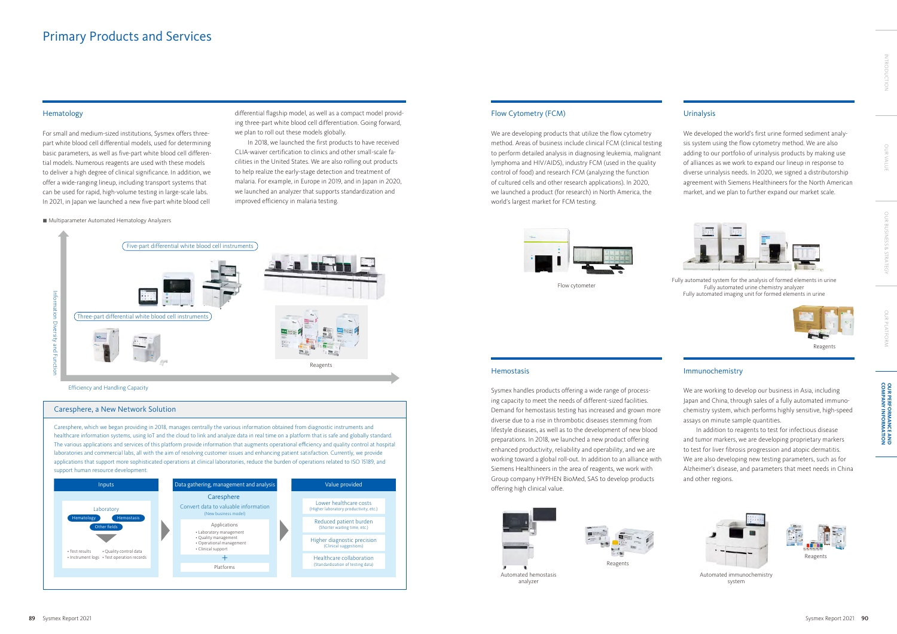# Primary Products and Services

## Hematology

For small and medium-sized institutions, Sysmex offers three-part white blood cell differential models, used for determining basic parameters, as well as five-part white blood cell differential models. Numerous reagents are used with these models to deliver a high degree of clinical significance. In addition, we offer a wide-ranging lineup, including transport systems that can be used for rapid, high-volume testing in large-scale labs. In 2021, in Japan we launched a new five-part white blood cell differential flagship model, as well as a compact model providing three-part white blood cell differentiation. Going forward, we plan to roll out these models globally.

In 2018, we launched the first products to have received CLIA-waiver certification to clinics and other small-scale facilities in the United States. We are also rolling out products to help realize the early-stage detection and treatment of malaria. For example, in Europe in 2019, and in Japan in 2020, we launched an analyzer that supports standardization and improved efficiency in malaria testing.

■ Multiparameter Automated Hematology Analyzers

Five-part differential white blood cell instruments

Three-part differential white blood cell instruments

Reagents

Information Diversity and Function

Efficiency and Handling Capacity

### Caresphere, a New Network Solution

Caresphere, which we began providing in 2018, manages centrally the various information obtained from diagnostic instruments and healthcare information systems, using IoT and the cloud to link and analyze data in real time on a platform that is safe and globally standard. The various applications and services of this platform provide information that augments operational efficiency and quality control at hospital laboratories and commercial labs, all with the aim of resolving customer issues and enhancing patient satisfaction. Currently, we provide applications that support more sophisticated operations at clinical laboratories, reduce the burden of operations related to ISO 15189, and support human resource development.

**Inputs**

Laboratory
- Hematology
- Hemostasis
- Other fields

- Test results
- Quality control data
- Instrument logs
- Test operation records

**Data gathering, management and analysis**

Caresphere
Convert data to valuable information
(New business model)

Applications
- Laboratory management
- Quality management
- Operational management
- Clinical support

+

Platforms

**Value provided**

- Lower healthcare costs (Higher laboratory productivity, etc.)
- Reduced patient burden (Shorter waiting time, etc.)
- Higher diagnostic precision (Clinical suggestions)
- Healthcare collaboration (Standardization of testing data)

## Flow Cytometry (FCM)

We are developing products that utilize the flow cytometry method. Areas of business include clinical FCM (clinical testing to perform detailed analysis in diagnosing leukemia, malignant lymphoma and HIV/AIDS), industry FCM (used in the quality control of food) and research FCM (analyzing the function of cultured cells and other research applications). In 2020, we launched a product (for research) in North America, the world's largest market for FCM testing.

Flow cytometer

## Urinalysis

We developed the world's first urine formed sediment analysis system using the flow cytometry method. We are also adding to our portfolio of urinalysis products by making use of alliances as we work to expand our lineup in response to diverse urinalysis needs. In 2020, we signed a distributorship agreement with Siemens Healthineers for the North American market, and we plan to further expand our market scale.

Fully automated system for the analysis of formed elements in urine
Fully automated urine chemistry analyzer
Fully automated imaging unit for formed elements in urine

Reagents

## Hemostasis

Sysmex handles products offering a wide range of processing capacity to meet the needs of different-sized facilities. Demand for hemostasis testing has increased and grown more diverse due to a rise in thrombotic diseases stemming from lifestyle diseases, as well as to the development of new blood preparations. In 2018, we launched a new product offering enhanced productivity, reliability and operability, and we are working toward a global roll-out. In addition to an alliance with Siemens Healthineers in the area of reagents, we work with Group company HYPHEN BioMed, SAS to develop products offering high clinical value.

Automated hemostasis analyzer

Reagents

## Immunochemistry

We are working to develop our business in Asia, including Japan and China, through sales of a fully automated immunochemistry system, which performs highly sensitive, high-speed assays on minute sample quantities.

In addition to reagents to test for infectious disease and tumor markers, we are developing proprietary markers to test for liver fibrosis progression and atopic dermatitis. We are also developing new testing parameters, such as for Alzheimer's disease, and parameters that meet needs in China and other regions.

Automated immunochemistry system

Reagents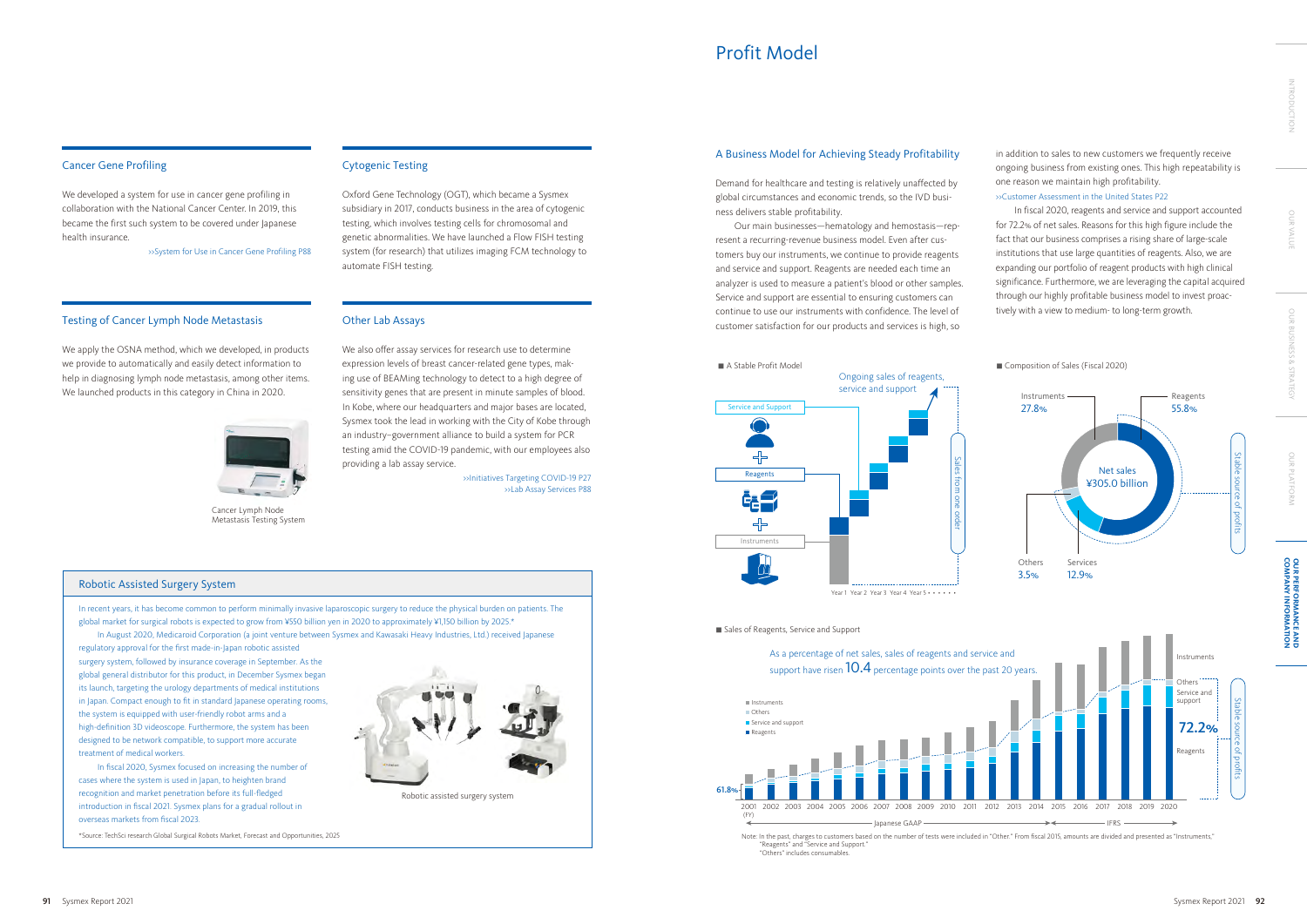## Cancer Gene Profiling

We developed a system for use in cancer gene profiling in collaboration with the National Cancer Center. In 2019, this became the first such system to be covered under Japanese health insurance.

>>System for Use in Cancer Gene Profiling P88

## Cytogenic Testing

Oxford Gene Technology (OGT), which became a Sysmex subsidiary in 2017, conducts business in the area of cytogenic testing, which involves testing cells for chromosomal and genetic abnormalities. We have launched a Flow FISH testing system (for research) that utilizes imaging FCM technology to automate FISH testing.

## Testing of Cancer Lymph Node Metastasis

We apply the OSNA method, which we developed, in products we provide to automatically and easily detect information to help in diagnosing lymph node metastasis, among other items. We launched products in this category in China in 2020.

Cancer Lymph Node Metastasis Testing System

## Other Lab Assays

We also offer assay services for research use to determine expression levels of breast cancer-related gene types, making use of BEAMing technology to detect to a high degree of sensitivity genes that are present in minute samples of blood. In Kobe, where our headquarters and major bases are located, Sysmex took the lead in working with the City of Kobe through an industry–government alliance to build a system for PCR testing amid the COVID-19 pandemic, with our employees also providing a lab assay service.

>>Initiatives Targeting COVID-19 P27
>>Lab Assay Services P88

## Robotic Assisted Surgery System

In recent years, it has become common to perform minimally invasive laparoscopic surgery to reduce the physical burden on patients. The global market for surgical robots is expected to grow from ¥550 billion yen in 2020 to approximately ¥1,150 billion by 2025.*

In August 2020, Medicaroid Corporation (a joint venture between Sysmex and Kawasaki Heavy Industries, Ltd.) received Japanese regulatory approval for the first made-in-Japan robotic assisted surgery system, followed by insurance coverage in September. As the global general distributor for this product, in December Sysmex began its launch, targeting the urology departments of medical institutions in Japan. Compact enough to fit in standard Japanese operating rooms, the system is equipped with user-friendly robot arms and a high-definition 3D videoscope. Furthermore, the system has been designed to be network compatible, to support more accurate treatment of medical workers.

In fiscal 2020, Sysmex focused on increasing the number of cases where the system is used in Japan, to heighten brand recognition and market penetration before its full-fledged introduction in fiscal 2021. Sysmex plans for a gradual rollout in overseas markets from fiscal 2023.

Robotic assisted surgery system

*Source: TechSci research Global Surgical Robots Market, Forecast and Opportunities, 2025

# Profit Model

## A Business Model for Achieving Steady Profitability

Demand for healthcare and testing is relatively unaffected by global circumstances and economic trends, so the IVD business delivers stable profitability.

Our main businesses—hematology and hemostasis—represent a recurring-revenue business model. Even after customers buy our instruments, we continue to provide reagents and service and support. Reagents are needed each time an analyzer is used to measure a patient's blood or other samples. Service and support are essential to ensuring customers can continue to use our instruments with confidence. The level of customer satisfaction for our products and services is high, so in addition to sales to new customers we frequently receive ongoing business from existing ones. This high repeatability is one reason we maintain high profitability.

>>Customer Assessment in the United States P22

In fiscal 2020, reagents and service and support accounted for 72.2% of net sales. Reasons for this high figure include the fact that our business comprises a rising share of large-scale institutions that use large quantities of reagents. Also, we are expanding our portfolio of reagent products with high clinical significance. Furthermore, we are leveraging the capital acquired through our highly profitable business model to invest proactively with a view to medium- to long-term growth.

■ A Stable Profit Model

Service and Support / Reagents / Instruments

Ongoing sales of reagents, service and support

Sales from one order

Year 1 Year 2 Year 3 Year 4 Year 5 • • • • • •

■ Composition of Sales (Fiscal 2020)

Net sales ¥305.0 billion

- Reagents 55.8%
- Instruments 27.8%
- Services 12.9%
- Others 3.5%

Stable source of profits

■ Sales of Reagents, Service and Support

As a percentage of net sales, sales of reagents and service and support have risen 10.4 percentage points over the past 20 years.

Legend: Instruments, Others, Service and support, Reagents

61.8% (FY2001) → 72.2% (FY2020)

2001 (FY) 2002 2003 2004 2005 2006 2007 2008 2009 2010 2011 2012 2013 2014 2015 2016 2017 2018 2019 2020

Japanese GAAP (2001–2014) / IFRS (2015–2020)

Stable source of profits

Note: In the past, charges to customers based on the number of tests were included in "Other." From fiscal 2015, amounts are divided and presented as "Instruments," "Reagents" and "Service and Support."
"Others" includes consumables.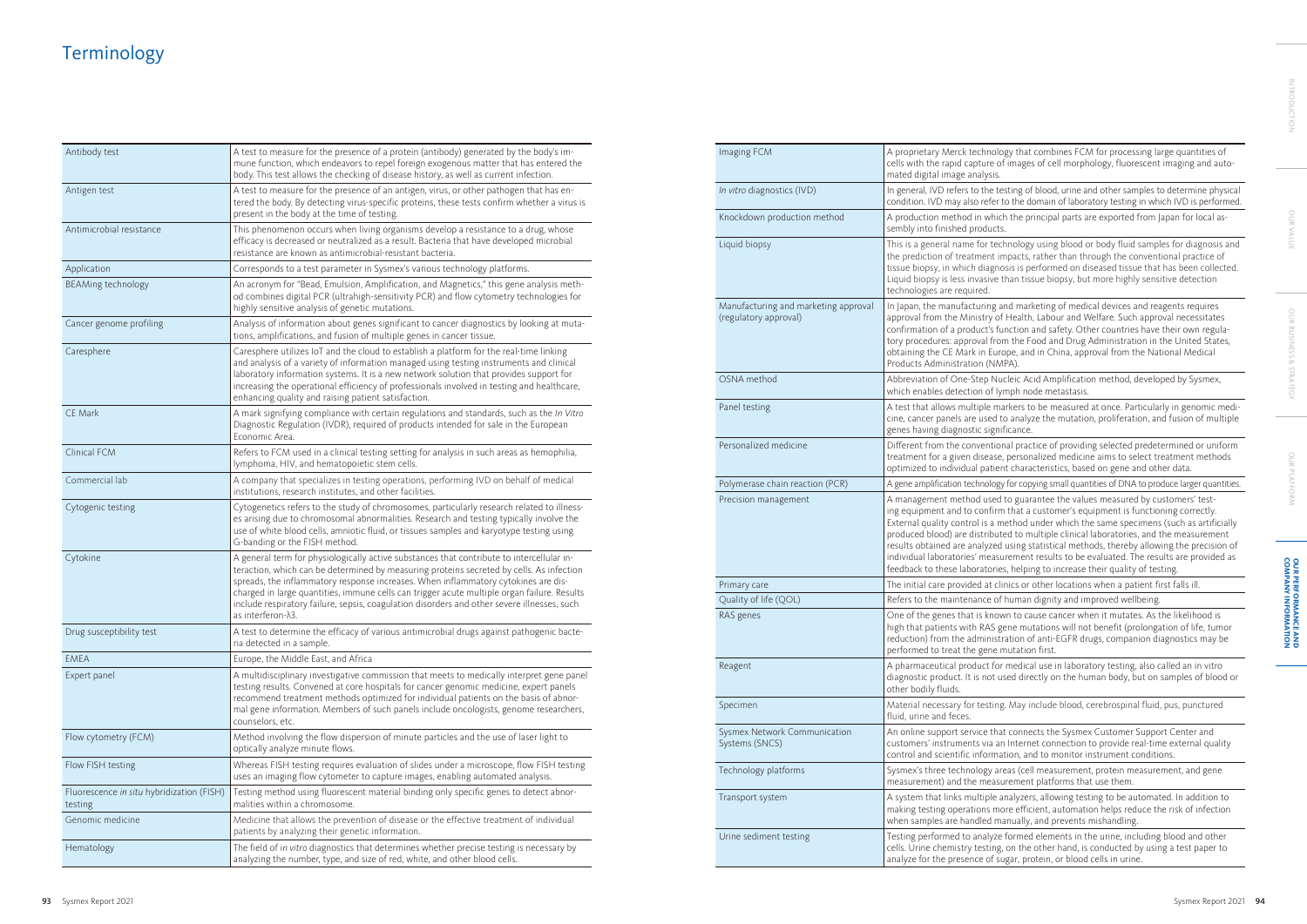# Terminology

| | |
|---|---|
| Antibody test | A test to measure for the presence of a protein (antibody) generated by the body's immune function, which endeavors to repel foreign exogenous matter that has entered the body. This test allows the checking of disease history, as well as current infection. |
| Antigen test | A test to measure for the presence of an antigen, virus, or other pathogen that has entered the body. By detecting virus-specific proteins, these tests confirm whether a virus is present in the body at the time of testing. |
| Antimicrobial resistance | This phenomenon occurs when living organisms develop a resistance to a drug, whose efficacy is decreased or neutralized as a result. Bacteria that have developed microbial resistance are known as antimicrobial-resistant bacteria. |
| Application | Corresponds to a test parameter in Sysmex's various technology platforms. |
| BEAMing technology | An acronym for "Bead, Emulsion, Amplification, and Magnetics," this gene analysis method combines digital PCR (ultrahigh-sensitivity PCR) and flow cytometry technologies for highly sensitive analysis of genetic mutations. |
| Cancer genome profiling | Analysis of information about genes significant to cancer diagnostics by looking at mutations, amplifications, and fusion of multiple genes in cancer tissue. |
| Caresphere | Caresphere utilizes IoT and the cloud to establish a platform for the real-time linking and analysis of a variety of information managed using testing instruments and clinical laboratory information systems. It is a new network solution that provides support for increasing the operational efficiency of professionals involved in testing and healthcare, enhancing quality and raising patient satisfaction. |
| CE Mark | A mark signifying compliance with certain regulations and standards, such as the *In Vitro* Diagnostic Regulation (IVDR), required of products intended for sale in the European Economic Area. |
| Clinical FCM | Refers to FCM used in a clinical testing setting for analysis in such areas as hemophilia, lymphoma, HIV, and hematopoietic stem cells. |
| Commercial lab | A company that specializes in testing operations, performing IVD on behalf of medical institutions, research institutes, and other facilities. |
| Cytogenic testing | Cytogenetics refers to the study of chromosomes, particularly research related to illnesses arising due to chromosomal abnormalities. Research and testing typically involve the use of white blood cells, amniotic fluid, or tissues samples and karyotype testing using G-banding or the FISH method. |
| Cytokine | A general term for physiologically active substances that contribute to intercellular interaction, which can be determined by measuring proteins secreted by cells. As infection spreads, the inflammatory response increases. When inflammatory cytokines are discharged in large quantities, immune cells can trigger acute multiple organ failure. Results include respiratory failure, sepsis, coagulation disorders and other severe illnesses, such as interferon-λ3. |
| Drug susceptibility test | A test to determine the efficacy of various antimicrobial drugs against pathogenic bacteria detected in a sample. |
| EMEA | Europe, the Middle East, and Africa |
| Expert panel | A multidisciplinary investigative commission that meets to medically interpret gene panel testing results. Convened at core hospitals for cancer genomic medicine, expert panels recommend treatment methods optimized for individual patients on the basis of abnormal gene information. Members of such panels include oncologists, genome researchers, counselors, etc. |
| Flow cytometry (FCM) | Method involving the flow dispersion of minute particles and the use of laser light to optically analyze minute flows. |
| Flow FISH testing | Whereas FISH testing requires evaluation of slides under a microscope, Flow FISH testing uses an imaging flow cytometer to capture images, enabling automated analysis. |
| Fluorescence *in situ* hybridization (FISH) testing | Testing method using fluorescent material binding only specific genes to detect abnormalities within a chromosome. |
| Genomic medicine | Medicine that allows the prevention of disease or the effective treatment of individual patients by analyzing their genetic information. |
| Hematology | The field of *in vitro* diagnostics that determines whether precise testing is necessary by analyzing the number, type, and size of red, white, and other blood cells. |
| Imaging FCM | A proprietary Merck technology that combines FCM for processing large quantities of cells with the rapid capture of images of cell morphology, fluorescent imaging and automated digital image analysis. |
| *In vitro* diagnostics (IVD) | In general, IVD refers to the testing of blood, urine and other samples to determine physical condition. IVD may also refer to the domain of laboratory testing in which IVD is performed. |
| Knockdown production method | A production method in which the principal parts are exported from Japan for local assembly into finished products. |
| Liquid biopsy | This is a general name for technology using blood or body fluid samples for diagnosis and the prediction of treatment impacts, rather than through the conventional practice of tissue biopsy, in which diagnosis is performed on diseased tissue that has been collected. Liquid biopsy is less invasive than tissue biopsy, but more highly sensitive detection technologies are required. |
| Manufacturing and marketing approval (regulatory approval) | In Japan, the manufacturing and marketing of medical devices and reagents requires approval from the Ministry of Health, Labour and Welfare. Such approval necessitates confirmation of a product's function and safety. Other countries have their own regulatory procedures: approval from the Food and Drug Administration in the United States, obtaining the CE Mark in Europe, and in China, approval from the National Medical Products Administration (NMPA). |
| OSNA method | Abbreviation of One-Step Nucleic Acid Amplification method, developed by Sysmex, which enables detection of lymph node metastasis. |
| Panel testing | A test that allows multiple markers to be measured at once. Particularly in genomic medicine, cancer panels are used to analyze the mutation, proliferation, and fusion of multiple genes having diagnostic significance. |
| Personalized medicine | Different from the conventional practice of providing selected predetermined or uniform treatment for a given disease, personalized medicine aims to select treatment methods optimized to individual patient characteristics, based on gene and other data. |
| Polymerase chain reaction (PCR) | A gene amplification technology for copying small quantities of DNA to produce larger quantities. |
| Precision management | A management method used to guarantee the values measured by customers' testing equipment and to confirm that a customer's equipment is functioning correctly. External quality control is a method under which the same specimens (such as artificially produced blood) are distributed to multiple clinical laboratories, and the measurement results obtained are analyzed using statistical methods, thereby allowing the precision of individual laboratories' measurement results to be evaluated. The results are provided as feedback to these laboratories, helping to increase their quality of testing. |
| Primary care | The initial care provided at clinics or other locations when a patient first falls ill. |
| Quality of life (QOL) | Refers to the maintenance of human dignity and improved wellbeing. |
| RAS genes | One of the genes that is known to cause cancer when it mutates. As the likelihood is high that patients with RAS gene mutations will not benefit (prolongation of life, tumor reduction) from the administration of anti-EGFR drugs, companion diagnostics may be performed to treat the gene mutation first. |
| Reagent | A pharmaceutical product for medical use in laboratory testing, also called an in vitro diagnostic product. It is not used directly on the human body, but on samples of blood or other bodily fluids. |
| Specimen | Material necessary for testing. May include blood, cerebrospinal fluid, pus, punctured fluid, urine and feces. |
| Sysmex Network Communication Systems (SNCS) | An online support service that connects the Sysmex Customer Support Center and customers' instruments via an Internet connection to provide real-time external quality control and scientific information, and to monitor instrument conditions. |
| Technology platforms | Sysmex's three technology areas (cell measurement, protein measurement, and gene measurement) and the measurement platforms that use them. |
| Transport system | A system that links multiple analyzers, allowing testing to be automated. In addition to making testing operations more efficient, automation helps reduce the risk of infection when samples are handled manually, and prevents mishandling. |
| Urine sediment testing | Testing performed to analyze formed elements in the urine, including blood and other cells. Urine chemistry testing, on the other hand, is conducted by using a test paper to analyze for the presence of sugar, protein, or blood cells in urine. |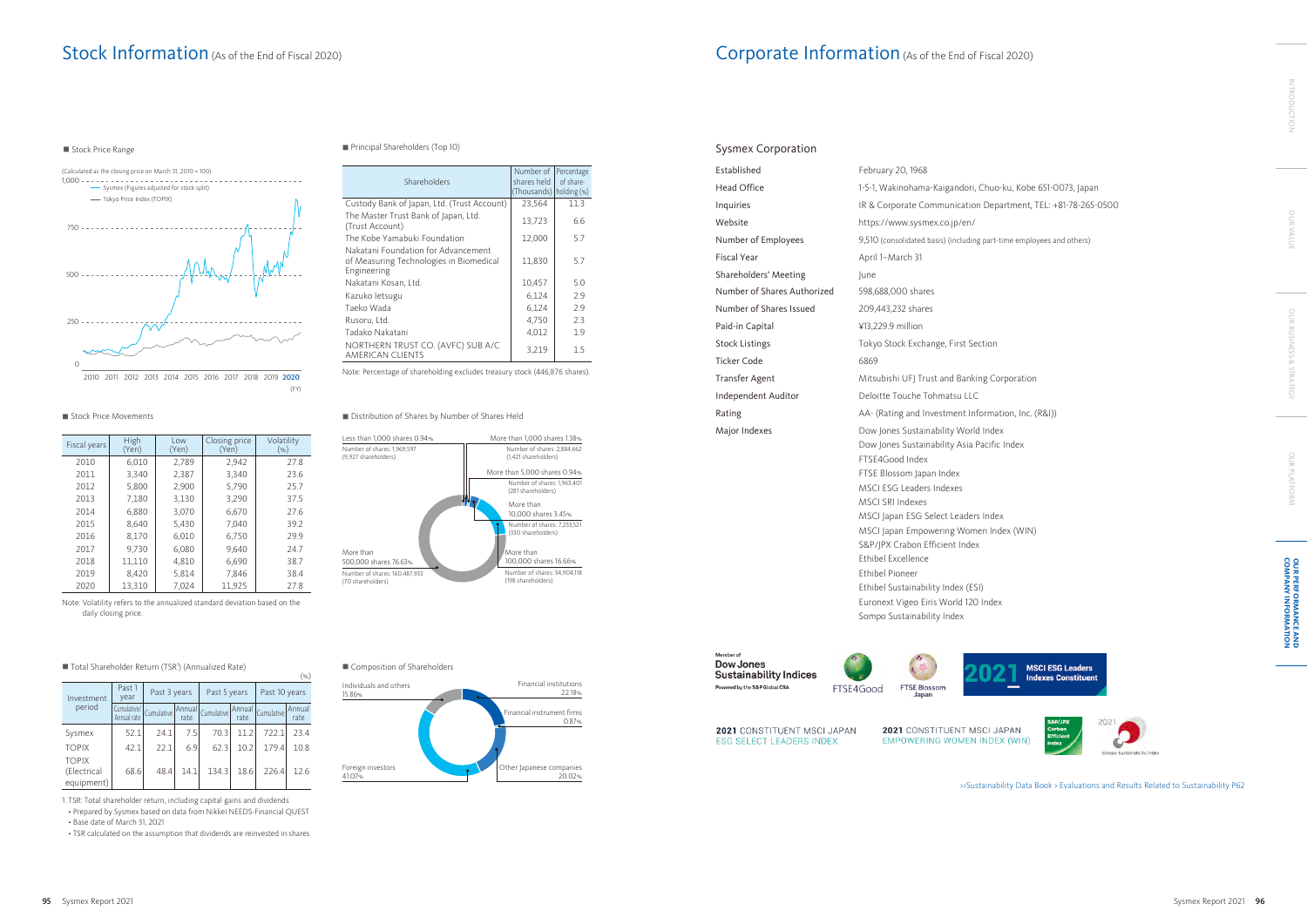# Stock Information (As of the End of Fiscal 2020)

■ Stock Price Range

(Calculated as the closing price on March 31, 2010 = 100)

— Sysmex (Figures adjusted for stock split)

— Tokyo Price Index (TOPIX)

1,000
750
500
250
0

2010 2011 2012 2013 2014 2015 2016 2017 2018 2019 2020

(FY)

■ Stock Price Movements

| Fiscal years | High (Yen) | Low (Yen) | Closing price (Yen) | Volatility (%) |
|---|---|---|---|---|
| 2010 | 6,010 | 2,789 | 2,942 | 27.8 |
| 2011 | 3,340 | 2,387 | 3,340 | 23.6 |
| 2012 | 5,800 | 2,900 | 5,790 | 25.7 |
| 2013 | 7,180 | 3,130 | 3,290 | 37.5 |
| 2014 | 6,880 | 3,070 | 6,670 | 27.6 |
| 2015 | 8,640 | 5,430 | 7,040 | 39.2 |
| 2016 | 8,170 | 6,010 | 6,750 | 29.9 |
| 2017 | 9,730 | 6,080 | 9,640 | 24.7 |
| 2018 | 11,110 | 4,810 | 6,690 | 38.7 |
| 2019 | 8,420 | 5,814 | 7,846 | 38.4 |
| 2020 | 13,310 | 7,024 | 11,925 | 27.8 |

Note: Volatility refers to the annualized standard deviation based on the daily closing price.

■ Total Shareholder Return (TSR[1]) (Annualized Rate)

(%)

| Investment period | Past 1 year | Past 3 years | | Past 5 years | | Past 10 years | |
|---|---|---|---|---|---|---|---|
| | Cumulative/Annual rate | Cumulative | Annual rate | Cumulative | Annual rate | Cumulative | Annual rate |
| Sysmex | 52.1 | 24.1 | 7.5 | 70.3 | 11.2 | 722.1 | 23.4 |
| TOPIX | 42.1 | 22.1 | 6.9 | 62.3 | 10.2 | 179.4 | 10.8 |
| TOPIX (Electrical equipment) | 68.6 | 48.4 | 14.1 | 134.3 | 18.6 | 226.4 | 12.6 |

1. TSR: Total shareholder return, including capital gains and dividends
• Prepared by Sysmex based on data from Nikkei NEEDS-Financial QUEST
• Base date of March 31, 2021
• TSR calculated on the assumption that dividends are reinvested in shares

■ Principal Shareholders (Top 10)

| Shareholders | Number of shares held (Thousands) | Percentage of shareholding (%) |
|---|---|---|
| Custody Bank of Japan, Ltd. (Trust Account) | 23,564 | 11.3 |
| The Master Trust Bank of Japan, Ltd. (Trust Account) | 13,723 | 6.6 |
| The Kobe Yamabuki Foundation | 12,000 | 5.7 |
| Nakatani Foundation for Advancement of Measuring Technologies in Biomedical Engineering | 11,830 | 5.7 |
| Nakatani Kosan, Ltd. | 10,457 | 5.0 |
| Kazuko Ietsugu | 6,124 | 2.9 |
| Taeko Wada | 6,124 | 2.9 |
| Rusoru, Ltd. | 4,750 | 2.3 |
| Tadako Nakatani | 4,012 | 1.9 |
| NORTHERN TRUST CO. (AVFC) SUB A/C AMERICAN CLIENTS | 3,219 | 1.5 |

Note: Percentage of shareholding excludes treasury stock (446,876 shares).

■ Distribution of Shares by Number of Shares Held

Less than 1,000 shares 0.94%
Number of shares: 1,969,597 (9,927 shareholders)

More than 1,000 shares 1.38%
Number of shares: 2,884,662 (1,421 shareholders)

More than 5,000 shares 0.94%
Number of shares: 1,963,401 (281 shareholders)

More than 10,000 shares 3.45%
Number of shares: 7,233,521 (330 shareholders)

More than 100,000 shares 16.66%
Number of shares: 34,904,118 (198 shareholders)

More than 500,000 shares 76.63%
Number of shares: 160,487,933 (70 shareholders)

■ Composition of Shareholders

Individuals and others 15.86%

Financial institutions 22.18%

Financial instrument firms 0.87%

Other Japanese companies 20.02%

Foreign investors 41.07%

# Corporate Information (As of the End of Fiscal 2020)

## Sysmex Corporation

| | |
|---|---|
| Established | February 20, 1968 |
| Head Office | 1-5-1, Wakinohama-Kaigandori, Chuo-ku, Kobe 651-0073, Japan |
| Inquiries | IR & Corporate Communication Department, TEL: +81-78-265-0500 |
| Website | https://www.sysmex.co.jp/en/ |
| Number of Employees | 9,510 (consolidated basis) (including part-time employees and others) |
| Fiscal Year | April 1–March 31 |
| Shareholders' Meeting | June |
| Number of Shares Authorized | 598,688,000 shares |
| Number of Shares Issued | 209,443,232 shares |
| Paid-in Capital | ¥13,229.9 million |
| Stock Listings | Tokyo Stock Exchange, First Section |
| Ticker Code | 6869 |
| Transfer Agent | Mitsubishi UFJ Trust and Banking Corporation |
| Independent Auditor | Deloitte Touche Tohmatsu LLC |
| Rating | AA- (Rating and Investment Information, Inc. (R&I)) |
| Major Indexes | Dow Jones Sustainability World Index<br>Dow Jones Sustainability Asia Pacific Index<br>FTSE4Good Index<br>FTSE Blossom Japan Index<br>MSCI ESG Leaders Indexes<br>MSCI SRI Indexes<br>MSCI Japan ESG Select Leaders Index<br>MSCI Japan Empowering Women Index (WIN)<br>S&P/JPX Crabon Efficient Index<br>Ethibel Excellence<br>Ethibel Pioneer<br>Ethibel Sustainability Index (ESI)<br>Euronext Vigeo Eiris World 120 Index<br>Sompo Sustainability Index |

Member of Dow Jones Sustainability Indices
Powered by the S&P Global CSA

FTSE4Good

FTSE Blossom Japan

2021 MSCI ESG Leaders Indexes Constituent

2021 CONSTITUENT MSCI JAPAN ESG SELECT LEADERS INDEX

2021 CONSTITUENT MSCI JAPAN EMPOWERING WOMEN INDEX (WIN)

S&P/JPX Carbon Efficient Index

2021 Sompo Sustainability Index

>>Sustainability Data Book > Evaluations and Results Related to Sustainability P62